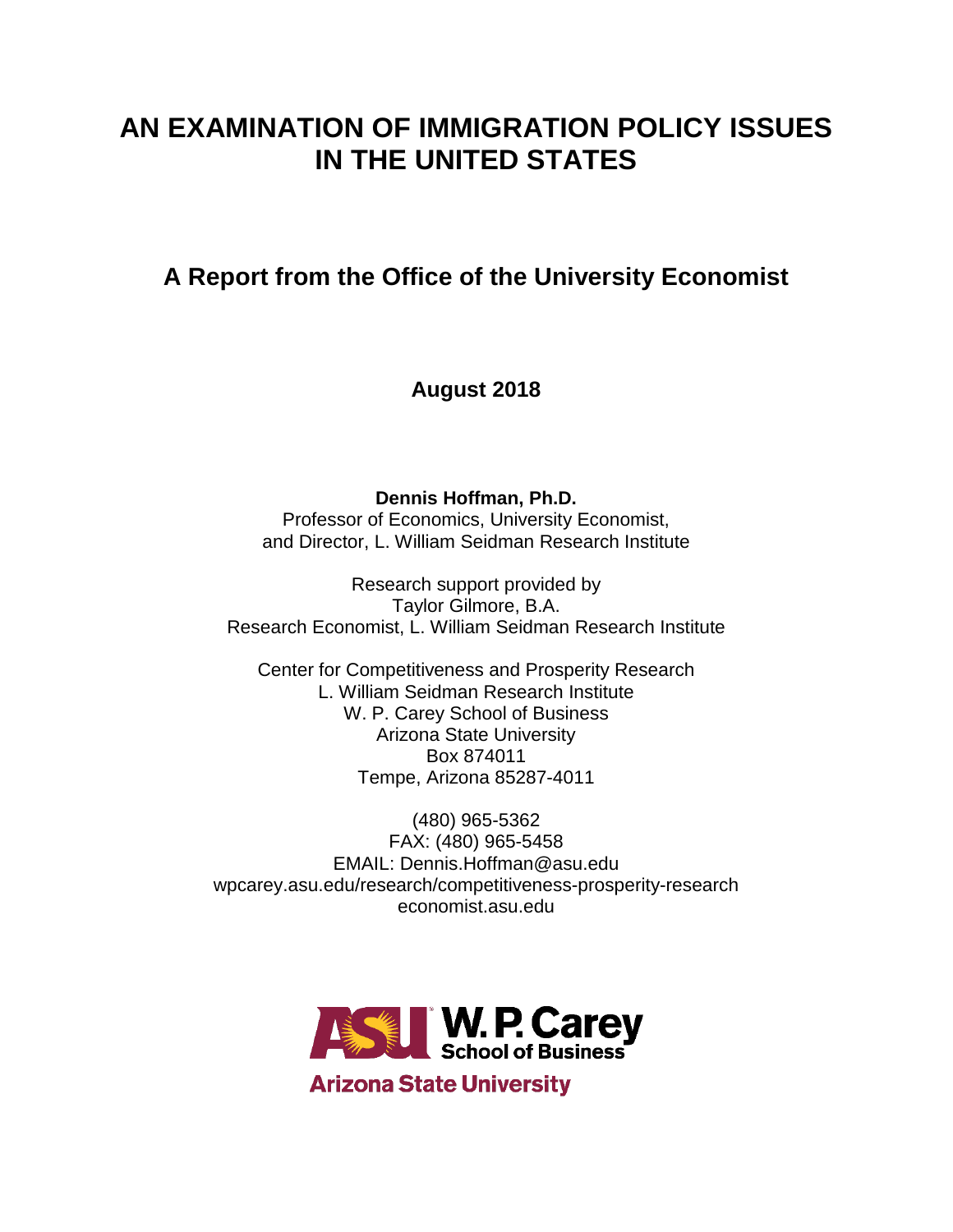# AN EXAMINATION OF IMMIGRATION POLICY ISSUES IN THE UNITED STATES

## A Report from the Office of the University Economist

**August 2018**

**Dennis Hoffman, Ph.D.**
Professor of Economics, University Economist,
and Director, L. William Seidman Research Institute

Research support provided by
Taylor Gilmore, B.A.
Research Economist, L. William Seidman Research Institute

Center for Competitiveness and Prosperity Research
L. William Seidman Research Institute
W. P. Carey School of Business
Arizona State University
Box 874011
Tempe, Arizona 85287-4011

(480) 965-5362
FAX: (480) 965-5458
EMAIL: Dennis.Hoffman@asu.edu
wpcarey.asu.edu/research/competitiveness-prosperity-research
economist.asu.edu

ASU W. P. Carey School of Business
Arizona State University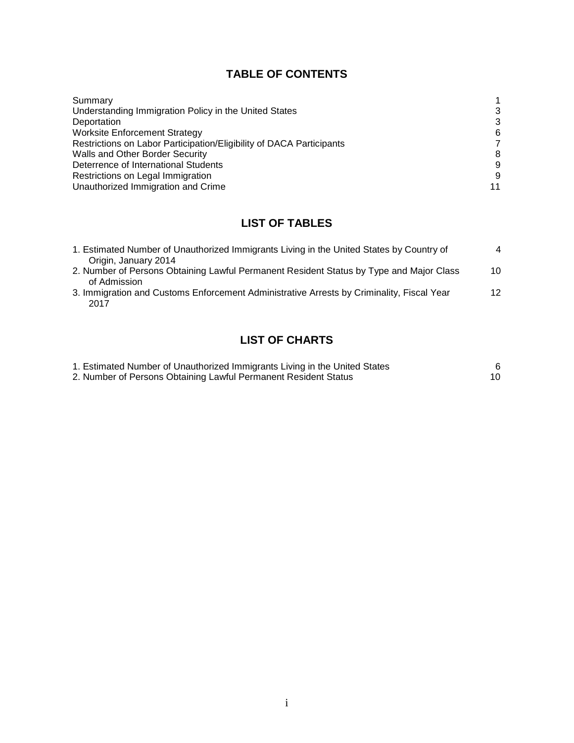## TABLE OF CONTENTS

| | |
|---|---|
| Summary | 1 |
| Understanding Immigration Policy in the United States | 3 |
| Deportation | 3 |
| Worksite Enforcement Strategy | 6 |
| Restrictions on Labor Participation/Eligibility of DACA Participants | 7 |
| Walls and Other Border Security | 8 |
| Deterrence of International Students | 9 |
| Restrictions on Legal Immigration | 9 |
| Unauthorized Immigration and Crime | 11 |

## LIST OF TABLES

| | |
|---|---|
| 1. Estimated Number of Unauthorized Immigrants Living in the United States by Country of Origin, January 2014 | 4 |
| 2. Number of Persons Obtaining Lawful Permanent Resident Status by Type and Major Class of Admission | 10 |
| 3. Immigration and Customs Enforcement Administrative Arrests by Criminality, Fiscal Year 2017 | 12 |

## LIST OF CHARTS

| | |
|---|---|
| 1. Estimated Number of Unauthorized Immigrants Living in the United States | 6 |
| 2. Number of Persons Obtaining Lawful Permanent Resident Status | 10 |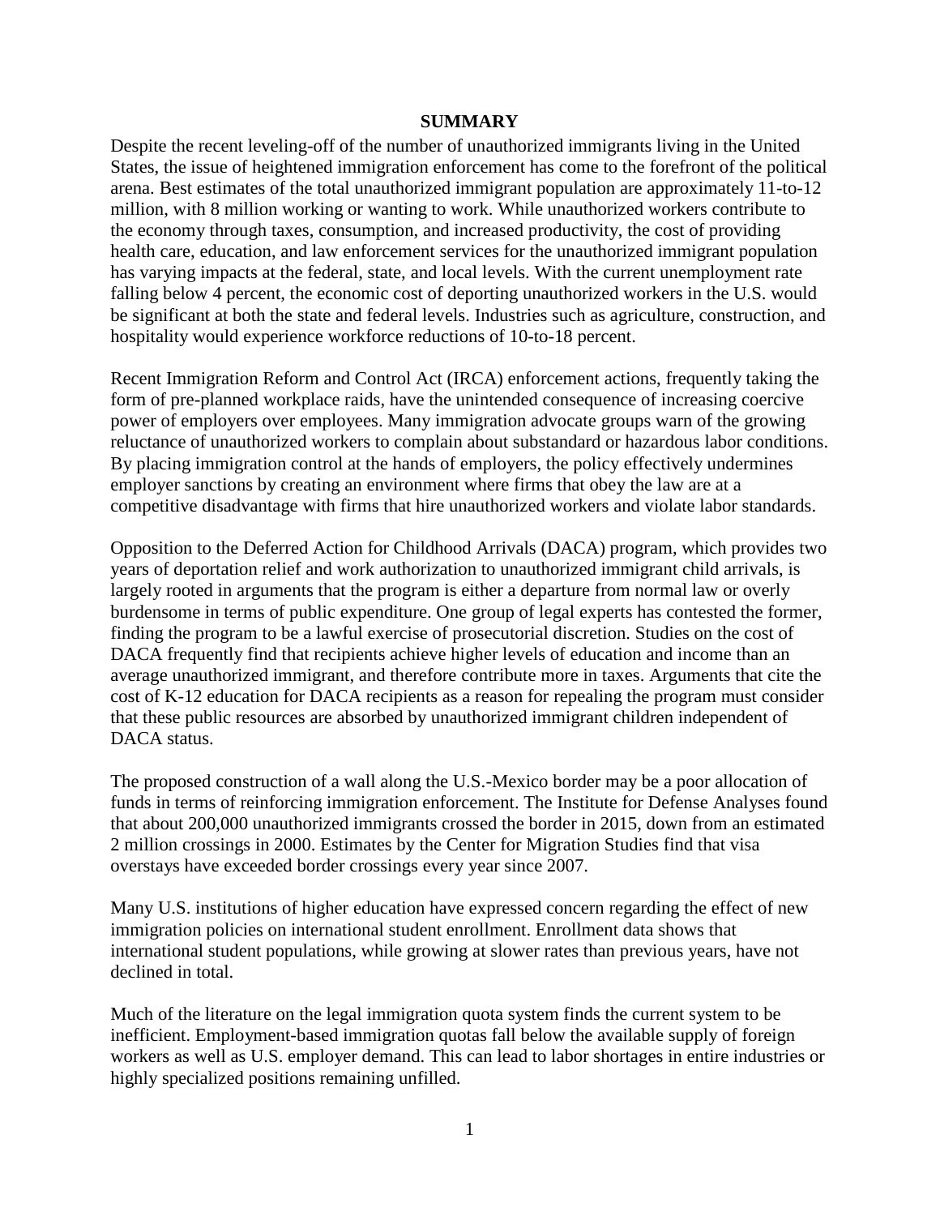## SUMMARY

Despite the recent leveling-off of the number of unauthorized immigrants living in the United States, the issue of heightened immigration enforcement has come to the forefront of the political arena. Best estimates of the total unauthorized immigrant population are approximately 11-to-12 million, with 8 million working or wanting to work. While unauthorized workers contribute to the economy through taxes, consumption, and increased productivity, the cost of providing health care, education, and law enforcement services for the unauthorized immigrant population has varying impacts at the federal, state, and local levels. With the current unemployment rate falling below 4 percent, the economic cost of deporting unauthorized workers in the U.S. would be significant at both the state and federal levels. Industries such as agriculture, construction, and hospitality would experience workforce reductions of 10-to-18 percent.

Recent Immigration Reform and Control Act (IRCA) enforcement actions, frequently taking the form of pre-planned workplace raids, have the unintended consequence of increasing coercive power of employers over employees. Many immigration advocate groups warn of the growing reluctance of unauthorized workers to complain about substandard or hazardous labor conditions. By placing immigration control at the hands of employers, the policy effectively undermines employer sanctions by creating an environment where firms that obey the law are at a competitive disadvantage with firms that hire unauthorized workers and violate labor standards.

Opposition to the Deferred Action for Childhood Arrivals (DACA) program, which provides two years of deportation relief and work authorization to unauthorized immigrant child arrivals, is largely rooted in arguments that the program is either a departure from normal law or overly burdensome in terms of public expenditure. One group of legal experts has contested the former, finding the program to be a lawful exercise of prosecutorial discretion. Studies on the cost of DACA frequently find that recipients achieve higher levels of education and income than an average unauthorized immigrant, and therefore contribute more in taxes. Arguments that cite the cost of K-12 education for DACA recipients as a reason for repealing the program must consider that these public resources are absorbed by unauthorized immigrant children independent of DACA status.

The proposed construction of a wall along the U.S.-Mexico border may be a poor allocation of funds in terms of reinforcing immigration enforcement. The Institute for Defense Analyses found that about 200,000 unauthorized immigrants crossed the border in 2015, down from an estimated 2 million crossings in 2000. Estimates by the Center for Migration Studies find that visa overstays have exceeded border crossings every year since 2007.

Many U.S. institutions of higher education have expressed concern regarding the effect of new immigration policies on international student enrollment. Enrollment data shows that international student populations, while growing at slower rates than previous years, have not declined in total.

Much of the literature on the legal immigration quota system finds the current system to be inefficient. Employment-based immigration quotas fall below the available supply of foreign workers as well as U.S. employer demand. This can lead to labor shortages in entire industries or highly specialized positions remaining unfilled.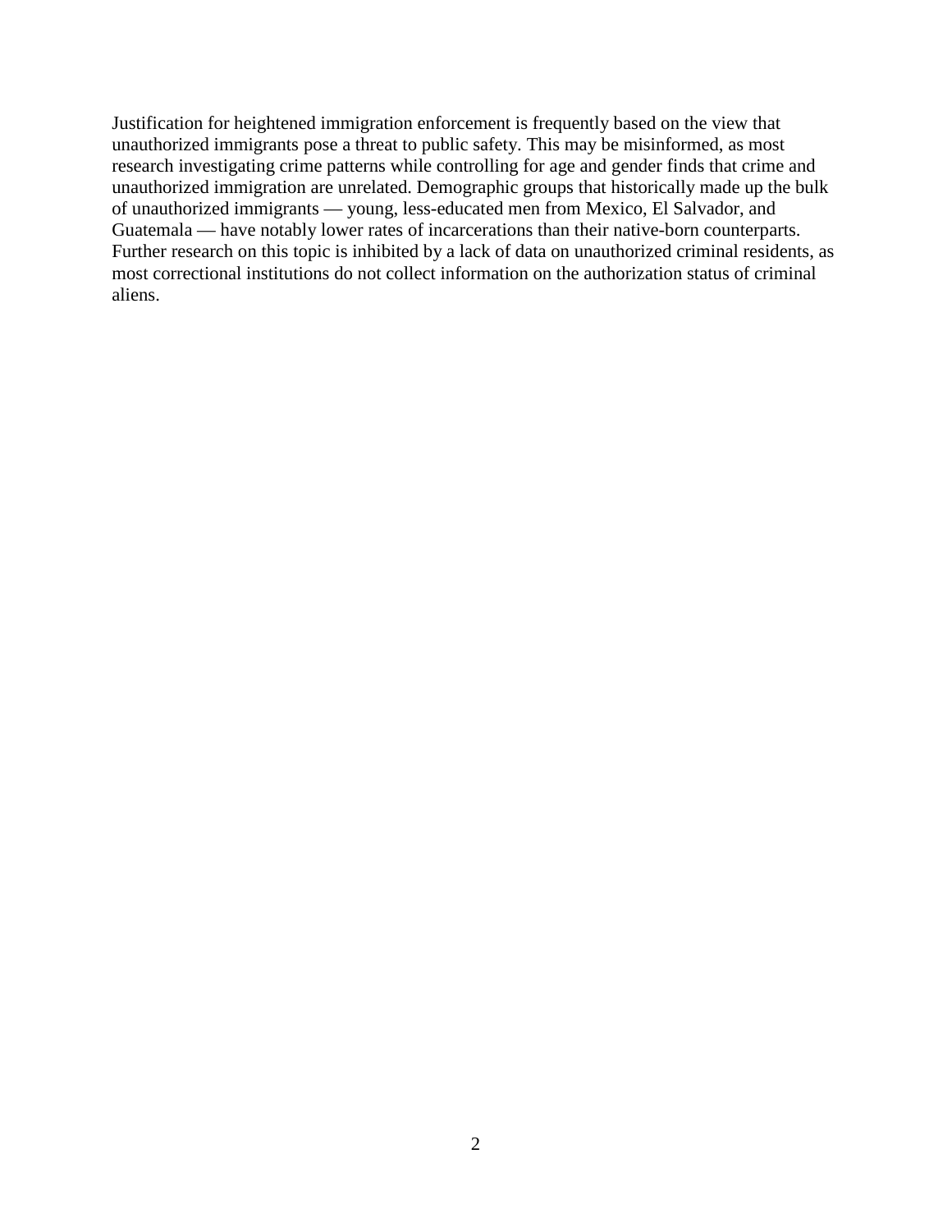Justification for heightened immigration enforcement is frequently based on the view that unauthorized immigrants pose a threat to public safety. This may be misinformed, as most research investigating crime patterns while controlling for age and gender finds that crime and unauthorized immigration are unrelated. Demographic groups that historically made up the bulk of unauthorized immigrants — young, less-educated men from Mexico, El Salvador, and Guatemala — have notably lower rates of incarcerations than their native-born counterparts. Further research on this topic is inhibited by a lack of data on unauthorized criminal residents, as most correctional institutions do not collect information on the authorization status of criminal aliens.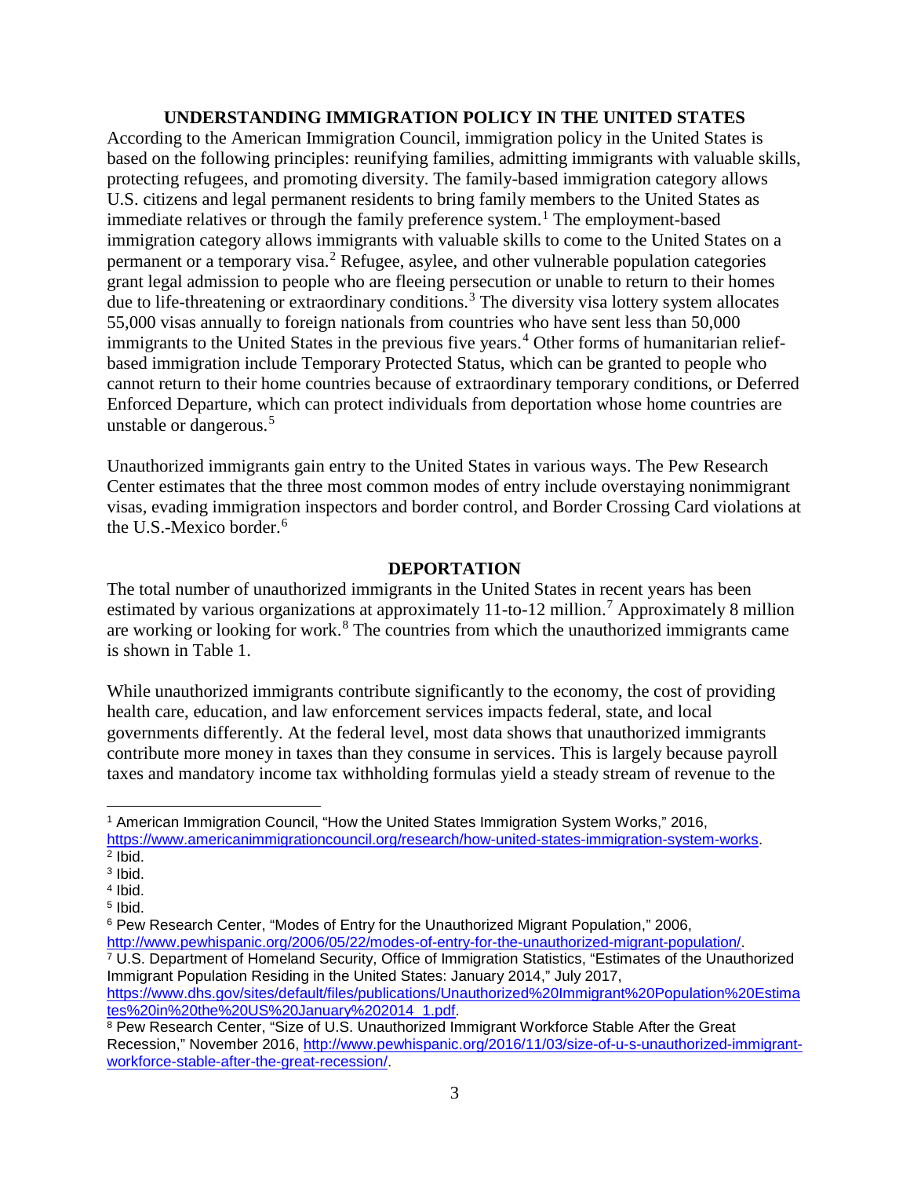## UNDERSTANDING IMMIGRATION POLICY IN THE UNITED STATES

According to the American Immigration Council, immigration policy in the United States is based on the following principles: reunifying families, admitting immigrants with valuable skills, protecting refugees, and promoting diversity. The family-based immigration category allows U.S. citizens and legal permanent residents to bring family members to the United States as immediate relatives or through the family preference system.[1] The employment-based immigration category allows immigrants with valuable skills to come to the United States on a permanent or a temporary visa.[2] Refugee, asylee, and other vulnerable population categories grant legal admission to people who are fleeing persecution or unable to return to their homes due to life-threatening or extraordinary conditions.[3] The diversity visa lottery system allocates 55,000 visas annually to foreign nationals from countries who have sent less than 50,000 immigrants to the United States in the previous five years.[4] Other forms of humanitarian relief-based immigration include Temporary Protected Status, which can be granted to people who cannot return to their home countries because of extraordinary temporary conditions, or Deferred Enforced Departure, which can protect individuals from deportation whose home countries are unstable or dangerous.[5]

Unauthorized immigrants gain entry to the United States in various ways. The Pew Research Center estimates that the three most common modes of entry include overstaying nonimmigrant visas, evading immigration inspectors and border control, and Border Crossing Card violations at the U.S.-Mexico border.[6]

## DEPORTATION

The total number of unauthorized immigrants in the United States in recent years has been estimated by various organizations at approximately 11-to-12 million.[7] Approximately 8 million are working or looking for work.[8] The countries from which the unauthorized immigrants came is shown in Table 1.

While unauthorized immigrants contribute significantly to the economy, the cost of providing health care, education, and law enforcement services impacts federal, state, and local governments differently. At the federal level, most data shows that unauthorized immigrants contribute more money in taxes than they consume in services. This is largely because payroll taxes and mandatory income tax withholding formulas yield a steady stream of revenue to the

---

[1] American Immigration Council, "How the United States Immigration System Works," 2016, https://www.americanimmigrationcouncil.org/research/how-united-states-immigration-system-works.

[2] Ibid.

[3] Ibid.

[4] Ibid.

[5] Ibid.

[6] Pew Research Center, "Modes of Entry for the Unauthorized Migrant Population," 2006, http://www.pewhispanic.org/2006/05/22/modes-of-entry-for-the-unauthorized-migrant-population/.

[7] U.S. Department of Homeland Security, Office of Immigration Statistics, "Estimates of the Unauthorized Immigrant Population Residing in the United States: January 2014," July 2017, https://www.dhs.gov/sites/default/files/publications/Unauthorized%20Immigrant%20Population%20Estimates%20in%20the%20US%20January%202014_1.pdf.

[8] Pew Research Center, "Size of U.S. Unauthorized Immigrant Workforce Stable After the Great Recession," November 2016, http://www.pewhispanic.org/2016/11/03/size-of-u-s-unauthorized-immigrant-workforce-stable-after-the-great-recession/.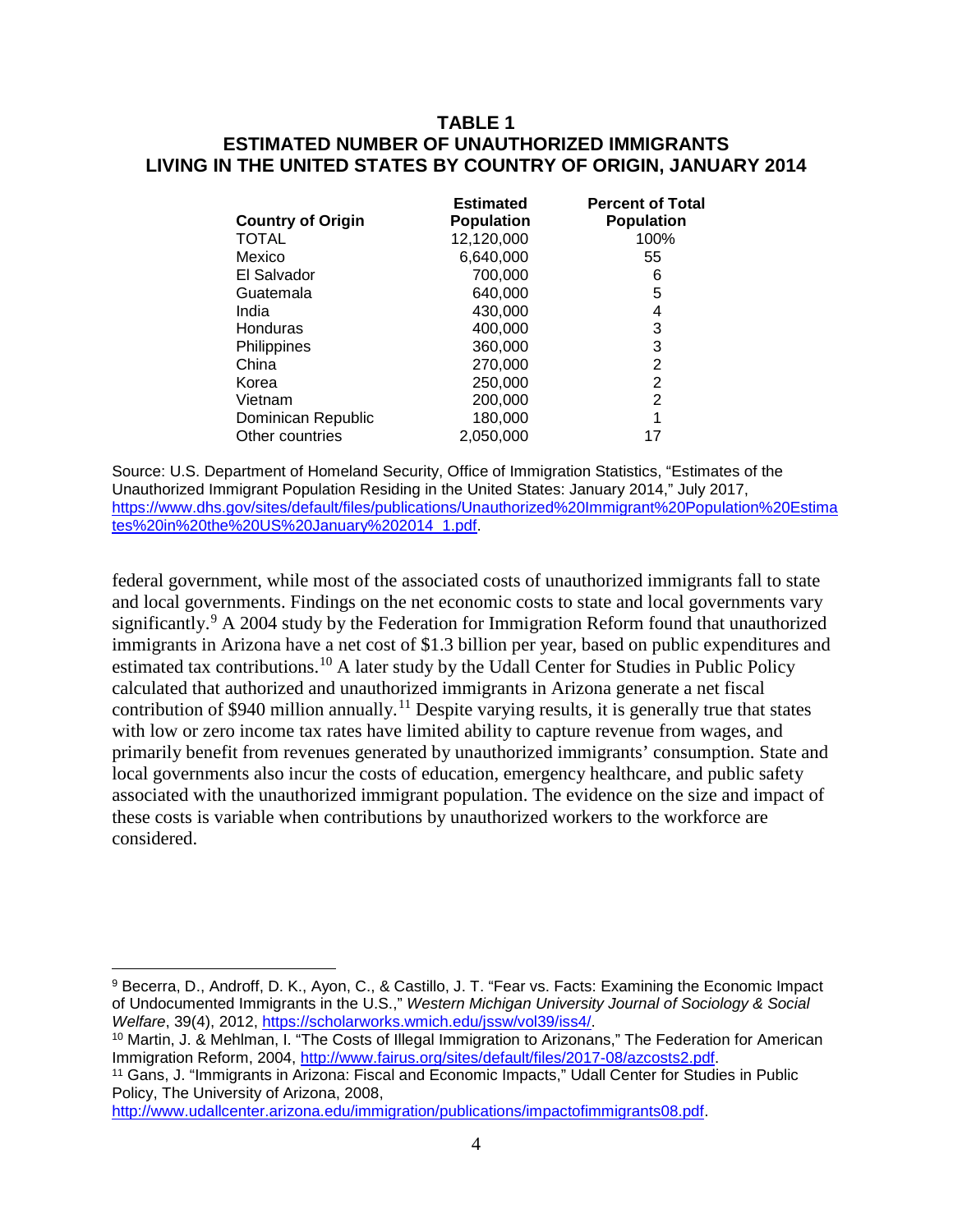**TABLE 1**
**ESTIMATED NUMBER OF UNAUTHORIZED IMMIGRANTS LIVING IN THE UNITED STATES BY COUNTRY OF ORIGIN, JANUARY 2014**

| Country of Origin | Estimated Population | Percent of Total Population |
|---|---|---|
| TOTAL | 12,120,000 | 100% |
| Mexico | 6,640,000 | 55 |
| El Salvador | 700,000 | 6 |
| Guatemala | 640,000 | 5 |
| India | 430,000 | 4 |
| Honduras | 400,000 | 3 |
| Philippines | 360,000 | 3 |
| China | 270,000 | 2 |
| Korea | 250,000 | 2 |
| Vietnam | 200,000 | 2 |
| Dominican Republic | 180,000 | 1 |
| Other countries | 2,050,000 | 17 |

Source: U.S. Department of Homeland Security, Office of Immigration Statistics, "Estimates of the Unauthorized Immigrant Population Residing in the United States: January 2014," July 2017, https://www.dhs.gov/sites/default/files/publications/Unauthorized%20Immigrant%20Population%20Estimates%20in%20the%20US%20January%202014_1.pdf.

federal government, while most of the associated costs of unauthorized immigrants fall to state and local governments. Findings on the net economic costs to state and local governments vary significantly.[9] A 2004 study by the Federation for Immigration Reform found that unauthorized immigrants in Arizona have a net cost of $1.3 billion per year, based on public expenditures and estimated tax contributions.[10] A later study by the Udall Center for Studies in Public Policy calculated that authorized and unauthorized immigrants in Arizona generate a net fiscal contribution of $940 million annually.[11] Despite varying results, it is generally true that states with low or zero income tax rates have limited ability to capture revenue from wages, and primarily benefit from revenues generated by unauthorized immigrants' consumption. State and local governments also incur the costs of education, emergency healthcare, and public safety associated with the unauthorized immigrant population. The evidence on the size and impact of these costs is variable when contributions by unauthorized workers to the workforce are considered.

---

[9] Becerra, D., Androff, D. K., Ayon, C., & Castillo, J. T. "Fear vs. Facts: Examining the Economic Impact of Undocumented Immigrants in the U.S.," *Western Michigan University Journal of Sociology & Social Welfare*, 39(4), 2012, https://scholarworks.wmich.edu/jssw/vol39/iss4/.

[10] Martin, J. & Mehlman, I. "The Costs of Illegal Immigration to Arizonans," The Federation for American Immigration Reform, 2004, http://www.fairus.org/sites/default/files/2017-08/azcosts2.pdf.

[11] Gans, J. "Immigrants in Arizona: Fiscal and Economic Impacts," Udall Center for Studies in Public Policy, The University of Arizona, 2008, http://www.udallcenter.arizona.edu/immigration/publications/impactofimmigrants08.pdf.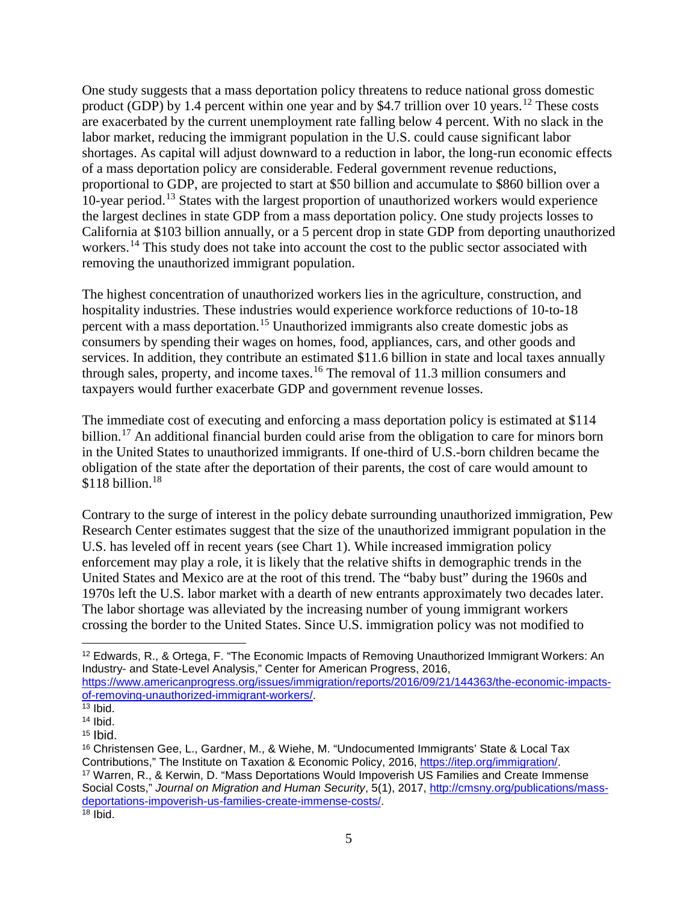One study suggests that a mass deportation policy threatens to reduce national gross domestic product (GDP) by 1.4 percent within one year and by $4.7 trillion over 10 years.[12] These costs are exacerbated by the current unemployment rate falling below 4 percent. With no slack in the labor market, reducing the immigrant population in the U.S. could cause significant labor shortages. As capital will adjust downward to a reduction in labor, the long-run economic effects of a mass deportation policy are considerable. Federal government revenue reductions, proportional to GDP, are projected to start at $50 billion and accumulate to $860 billion over a 10-year period.[13] States with the largest proportion of unauthorized workers would experience the largest declines in state GDP from a mass deportation policy. One study projects losses to California at $103 billion annually, or a 5 percent drop in state GDP from deporting unauthorized workers.[14] This study does not take into account the cost to the public sector associated with removing the unauthorized immigrant population.

The highest concentration of unauthorized workers lies in the agriculture, construction, and hospitality industries. These industries would experience workforce reductions of 10-to-18 percent with a mass deportation.[15] Unauthorized immigrants also create domestic jobs as consumers by spending their wages on homes, food, appliances, cars, and other goods and services. In addition, they contribute an estimated $11.6 billion in state and local taxes annually through sales, property, and income taxes.[16] The removal of 11.3 million consumers and taxpayers would further exacerbate GDP and government revenue losses.

The immediate cost of executing and enforcing a mass deportation policy is estimated at $114 billion.[17] An additional financial burden could arise from the obligation to care for minors born in the United States to unauthorized immigrants. If one-third of U.S.-born children became the obligation of the state after the deportation of their parents, the cost of care would amount to $118 billion.[18]

Contrary to the surge of interest in the policy debate surrounding unauthorized immigration, Pew Research Center estimates suggest that the size of the unauthorized immigrant population in the U.S. has leveled off in recent years (see Chart 1). While increased immigration policy enforcement may play a role, it is likely that the relative shifts in demographic trends in the United States and Mexico are at the root of this trend. The "baby bust" during the 1960s and 1970s left the U.S. labor market with a dearth of new entrants approximately two decades later. The labor shortage was alleviated by the increasing number of young immigrant workers crossing the border to the United States. Since U.S. immigration policy was not modified to

---

[12] Edwards, R., & Ortega, F. "The Economic Impacts of Removing Unauthorized Immigrant Workers: An Industry- and State-Level Analysis," Center for American Progress, 2016, https://www.americanprogress.org/issues/immigration/reports/2016/09/21/144363/the-economic-impacts-of-removing-unauthorized-immigrant-workers/.

[13] Ibid.

[14] Ibid.

[15] Ibid.

[16] Christensen Gee, L., Gardner, M., & Wiehe, M. "Undocumented Immigrants' State & Local Tax Contributions," The Institute on Taxation & Economic Policy, 2016, https://itep.org/immigration/.

[17] Warren, R., & Kerwin, D. "Mass Deportations Would Impoverish US Families and Create Immense Social Costs," *Journal on Migration and Human Security*, 5(1), 2017, http://cmsny.org/publications/mass-deportations-impoverish-us-families-create-immense-costs/.

[18] Ibid.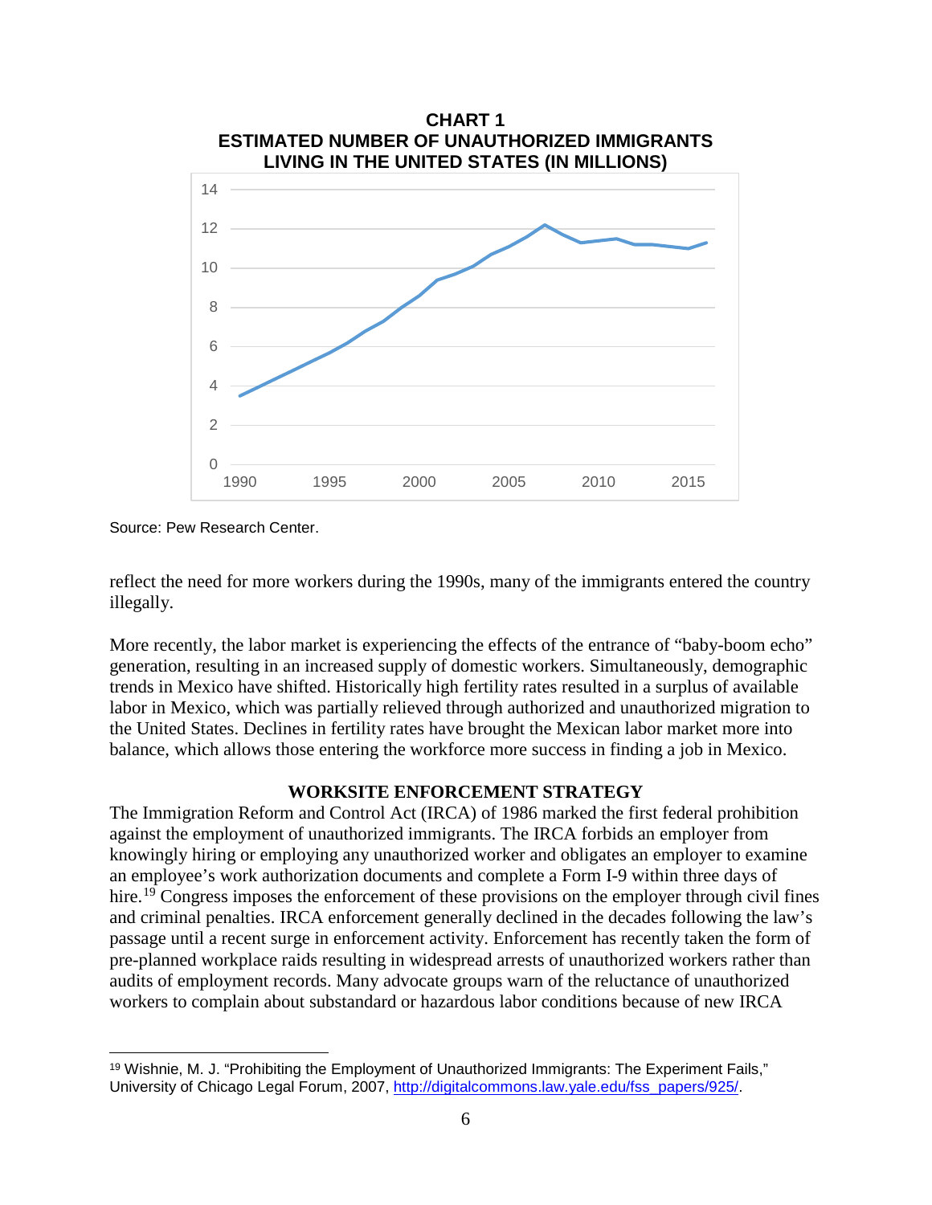**CHART 1**
**ESTIMATED NUMBER OF UNAUTHORIZED IMMIGRANTS LIVING IN THE UNITED STATES (IN MILLIONS)**

Source: Pew Research Center.

reflect the need for more workers during the 1990s, many of the immigrants entered the country illegally.

More recently, the labor market is experiencing the effects of the entrance of "baby-boom echo" generation, resulting in an increased supply of domestic workers. Simultaneously, demographic trends in Mexico have shifted. Historically high fertility rates resulted in a surplus of available labor in Mexico, which was partially relieved through authorized and unauthorized migration to the United States. Declines in fertility rates have brought the Mexican labor market more into balance, which allows those entering the workforce more success in finding a job in Mexico.

## WORKSITE ENFORCEMENT STRATEGY

The Immigration Reform and Control Act (IRCA) of 1986 marked the first federal prohibition against the employment of unauthorized immigrants. The IRCA forbids an employer from knowingly hiring or employing any unauthorized worker and obligates an employer to examine an employee's work authorization documents and complete a Form I-9 within three days of hire.[19] Congress imposes the enforcement of these provisions on the employer through civil fines and criminal penalties. IRCA enforcement generally declined in the decades following the law's passage until a recent surge in enforcement activity. Enforcement has recently taken the form of pre-planned workplace raids resulting in widespread arrests of unauthorized workers rather than audits of employment records. Many advocate groups warn of the reluctance of unauthorized workers to complain about substandard or hazardous labor conditions because of new IRCA

[19] Wishnie, M. J. "Prohibiting the Employment of Unauthorized Immigrants: The Experiment Fails," University of Chicago Legal Forum, 2007, http://digitalcommons.law.yale.edu/fss_papers/925/.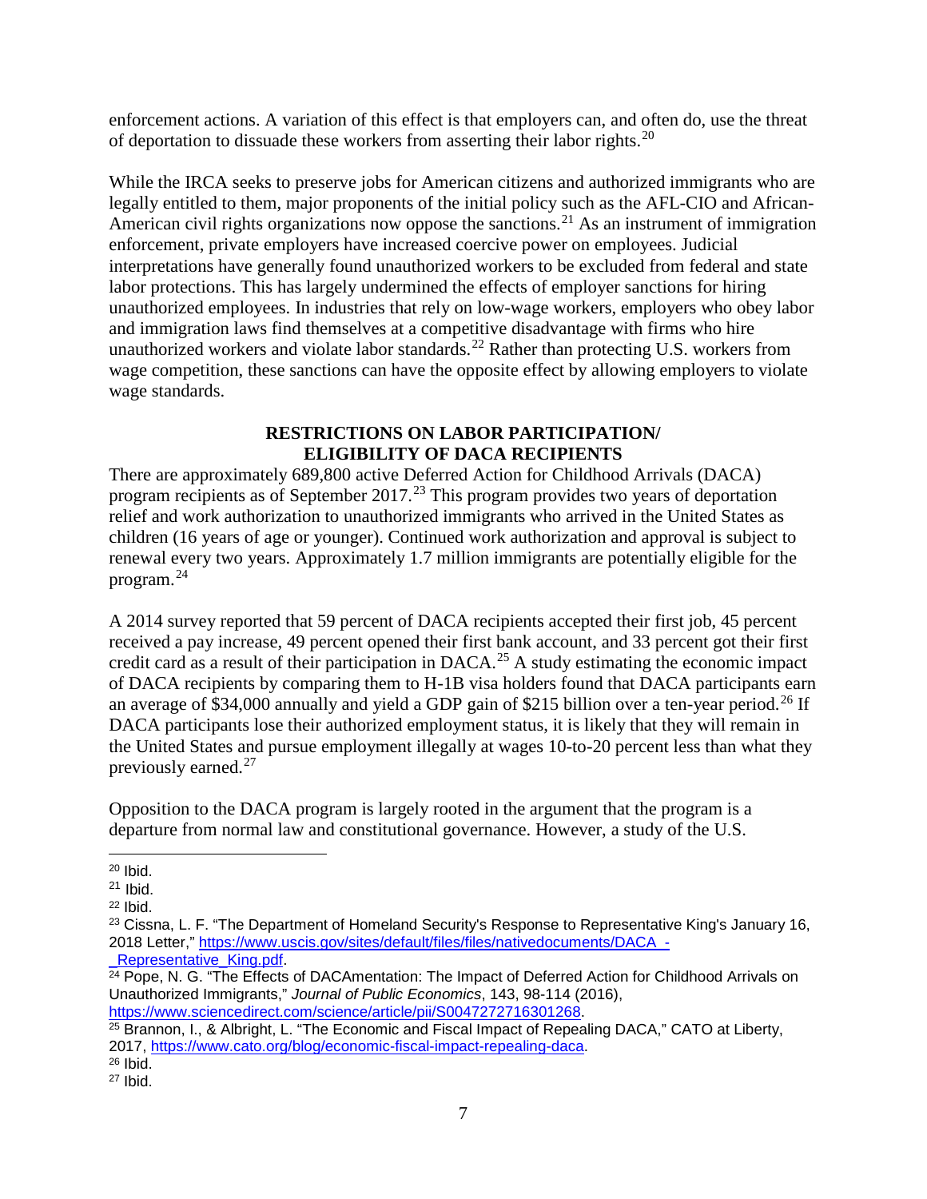enforcement actions. A variation of this effect is that employers can, and often do, use the threat of deportation to dissuade these workers from asserting their labor rights.[20]

While the IRCA seeks to preserve jobs for American citizens and authorized immigrants who are legally entitled to them, major proponents of the initial policy such as the AFL-CIO and African-American civil rights organizations now oppose the sanctions.[21] As an instrument of immigration enforcement, private employers have increased coercive power on employees. Judicial interpretations have generally found unauthorized workers to be excluded from federal and state labor protections. This has largely undermined the effects of employer sanctions for hiring unauthorized employees. In industries that rely on low-wage workers, employers who obey labor and immigration laws find themselves at a competitive disadvantage with firms who hire unauthorized workers and violate labor standards.[22] Rather than protecting U.S. workers from wage competition, these sanctions can have the opposite effect by allowing employers to violate wage standards.

## RESTRICTIONS ON LABOR PARTICIPATION/ ELIGIBILITY OF DACA RECIPIENTS

There are approximately 689,800 active Deferred Action for Childhood Arrivals (DACA) program recipients as of September 2017.[23] This program provides two years of deportation relief and work authorization to unauthorized immigrants who arrived in the United States as children (16 years of age or younger). Continued work authorization and approval is subject to renewal every two years. Approximately 1.7 million immigrants are potentially eligible for the program.[24]

A 2014 survey reported that 59 percent of DACA recipients accepted their first job, 45 percent received a pay increase, 49 percent opened their first bank account, and 33 percent got their first credit card as a result of their participation in DACA.[25] A study estimating the economic impact of DACA recipients by comparing them to H-1B visa holders found that DACA participants earn an average of $34,000 annually and yield a GDP gain of $215 billion over a ten-year period.[26] If DACA participants lose their authorized employment status, it is likely that they will remain in the United States and pursue employment illegally at wages 10-to-20 percent less than what they previously earned.[27]

Opposition to the DACA program is largely rooted in the argument that the program is a departure from normal law and constitutional governance. However, a study of the U.S.

---

[20] Ibid.

[21] Ibid.

[22] Ibid.

[23] Cissna, L. F. "The Department of Homeland Security's Response to Representative King's January 16, 2018 Letter," https://www.uscis.gov/sites/default/files/files/nativedocuments/DACA_-_Representative_King.pdf.

[24] Pope, N. G. "The Effects of DACAmentation: The Impact of Deferred Action for Childhood Arrivals on Unauthorized Immigrants," *Journal of Public Economics*, 143, 98-114 (2016), https://www.sciencedirect.com/science/article/pii/S0047272716301268.

[25] Brannon, I., & Albright, L. "The Economic and Fiscal Impact of Repealing DACA," CATO at Liberty, 2017, https://www.cato.org/blog/economic-fiscal-impact-repealing-daca.

[26] Ibid.

[27] Ibid.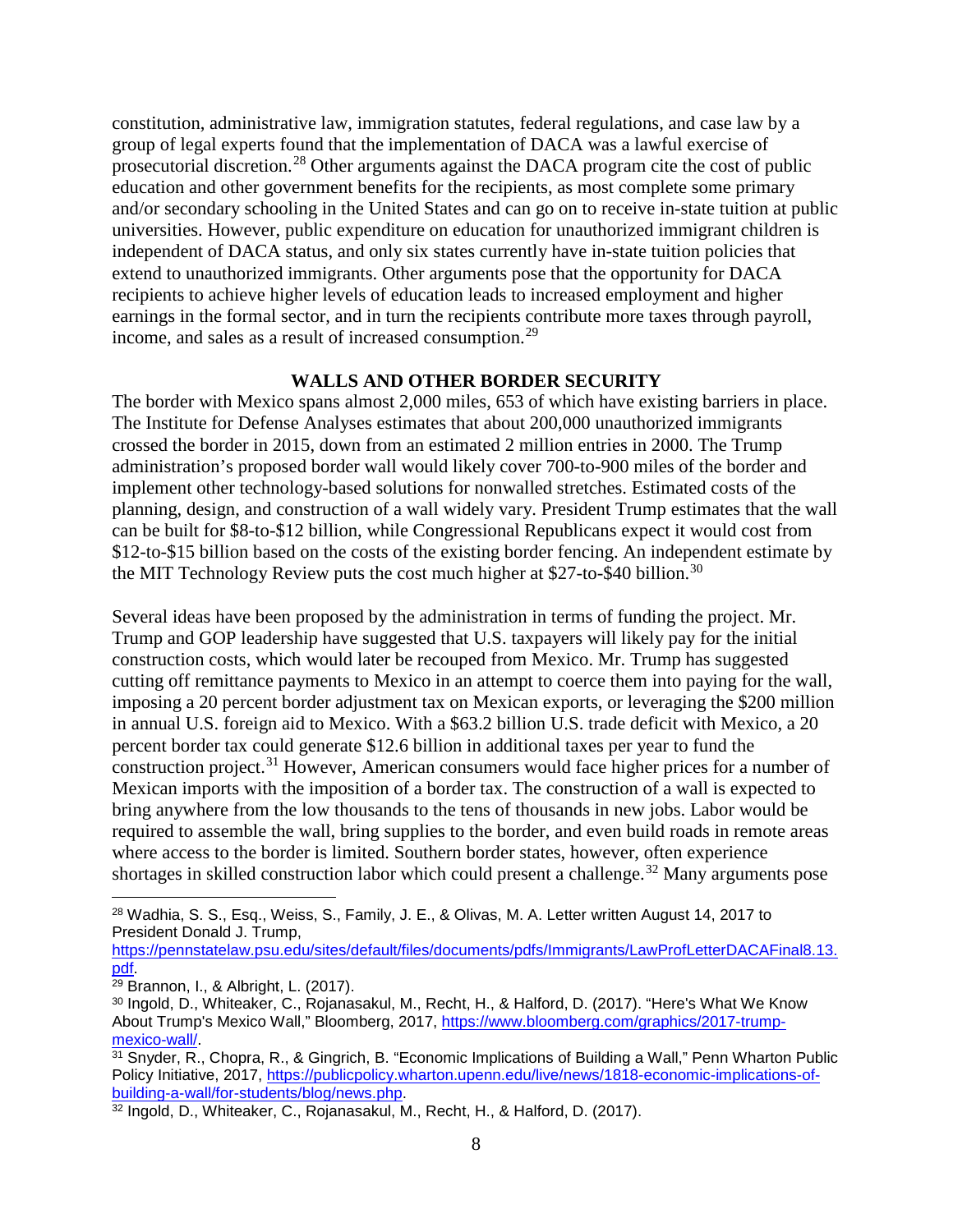constitution, administrative law, immigration statutes, federal regulations, and case law by a group of legal experts found that the implementation of DACA was a lawful exercise of prosecutorial discretion.[28] Other arguments against the DACA program cite the cost of public education and other government benefits for the recipients, as most complete some primary and/or secondary schooling in the United States and can go on to receive in-state tuition at public universities. However, public expenditure on education for unauthorized immigrant children is independent of DACA status, and only six states currently have in-state tuition policies that extend to unauthorized immigrants. Other arguments pose that the opportunity for DACA recipients to achieve higher levels of education leads to increased employment and higher earnings in the formal sector, and in turn the recipients contribute more taxes through payroll, income, and sales as a result of increased consumption.[29]

## WALLS AND OTHER BORDER SECURITY

The border with Mexico spans almost 2,000 miles, 653 of which have existing barriers in place. The Institute for Defense Analyses estimates that about 200,000 unauthorized immigrants crossed the border in 2015, down from an estimated 2 million entries in 2000. The Trump administration's proposed border wall would likely cover 700-to-900 miles of the border and implement other technology-based solutions for nonwalled stretches. Estimated costs of the planning, design, and construction of a wall widely vary. President Trump estimates that the wall can be built for $8-to-$12 billion, while Congressional Republicans expect it would cost from $12-to-$15 billion based on the costs of the existing border fencing. An independent estimate by the MIT Technology Review puts the cost much higher at $27-to-$40 billion.[30]

Several ideas have been proposed by the administration in terms of funding the project. Mr. Trump and GOP leadership have suggested that U.S. taxpayers will likely pay for the initial construction costs, which would later be recouped from Mexico. Mr. Trump has suggested cutting off remittance payments to Mexico in an attempt to coerce them into paying for the wall, imposing a 20 percent border adjustment tax on Mexican exports, or leveraging the $200 million in annual U.S. foreign aid to Mexico. With a $63.2 billion U.S. trade deficit with Mexico, a 20 percent border tax could generate $12.6 billion in additional taxes per year to fund the construction project.[31] However, American consumers would face higher prices for a number of Mexican imports with the imposition of a border tax. The construction of a wall is expected to bring anywhere from the low thousands to the tens of thousands in new jobs. Labor would be required to assemble the wall, bring supplies to the border, and even build roads in remote areas where access to the border is limited. Southern border states, however, often experience shortages in skilled construction labor which could present a challenge.[32] Many arguments pose

---

[28] Wadhia, S. S., Esq., Weiss, S., Family, J. E., & Olivas, M. A. Letter written August 14, 2017 to President Donald J. Trump, https://pennstatelaw.psu.edu/sites/default/files/documents/pdfs/Immigrants/LawProfLetterDACAFinal8.13.pdf.

[29] Brannon, I., & Albright, L. (2017).

[30] Ingold, D., Whiteaker, C., Rojanasakul, M., Recht, H., & Halford, D. (2017). "Here's What We Know About Trump's Mexico Wall," Bloomberg, 2017, https://www.bloomberg.com/graphics/2017-trump-mexico-wall/.

[31] Snyder, R., Chopra, R., & Gingrich, B. "Economic Implications of Building a Wall," Penn Wharton Public Policy Initiative, 2017, https://publicpolicy.wharton.upenn.edu/live/news/1818-economic-implications-of-building-a-wall/for-students/blog/news.php.

[32] Ingold, D., Whiteaker, C., Rojanasakul, M., Recht, H., & Halford, D. (2017).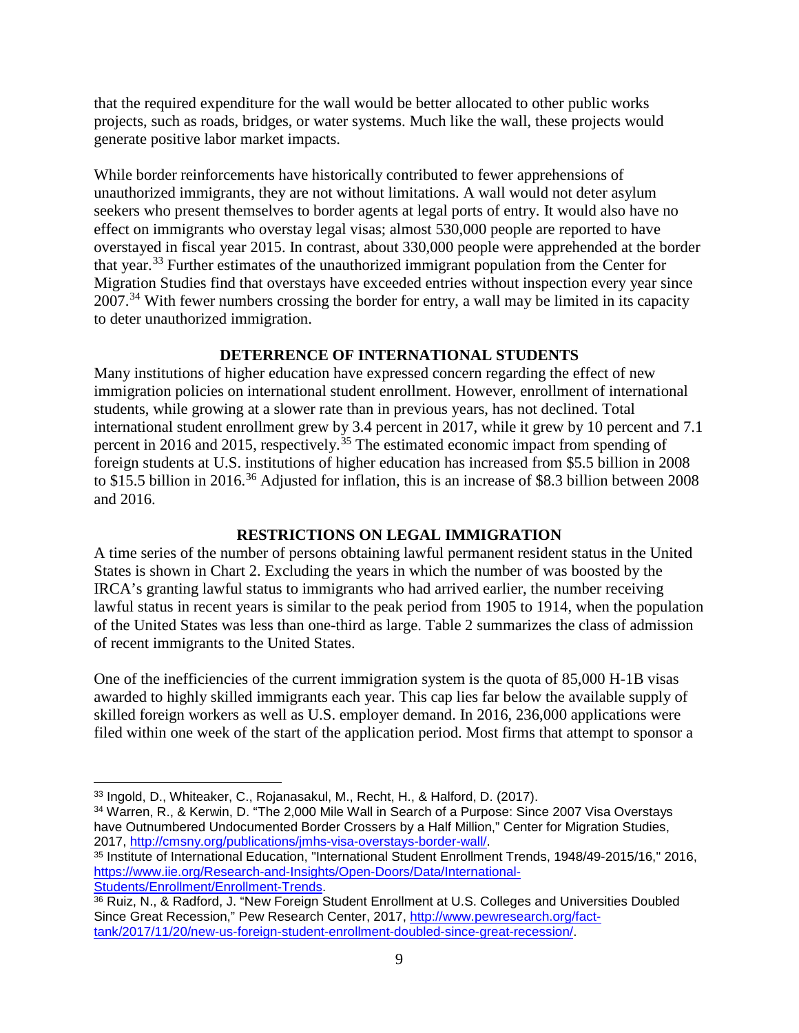that the required expenditure for the wall would be better allocated to other public works projects, such as roads, bridges, or water systems. Much like the wall, these projects would generate positive labor market impacts.

While border reinforcements have historically contributed to fewer apprehensions of unauthorized immigrants, they are not without limitations. A wall would not deter asylum seekers who present themselves to border agents at legal ports of entry. It would also have no effect on immigrants who overstay legal visas; almost 530,000 people are reported to have overstayed in fiscal year 2015. In contrast, about 330,000 people were apprehended at the border that year.[33] Further estimates of the unauthorized immigrant population from the Center for Migration Studies find that overstays have exceeded entries without inspection every year since 2007.[34] With fewer numbers crossing the border for entry, a wall may be limited in its capacity to deter unauthorized immigration.

## DETERRENCE OF INTERNATIONAL STUDENTS

Many institutions of higher education have expressed concern regarding the effect of new immigration policies on international student enrollment. However, enrollment of international students, while growing at a slower rate than in previous years, has not declined. Total international student enrollment grew by 3.4 percent in 2017, while it grew by 10 percent and 7.1 percent in 2016 and 2015, respectively.[35] The estimated economic impact from spending of foreign students at U.S. institutions of higher education has increased from $5.5 billion in 2008 to $15.5 billion in 2016.[36] Adjusted for inflation, this is an increase of $8.3 billion between 2008 and 2016.

## RESTRICTIONS ON LEGAL IMMIGRATION

A time series of the number of persons obtaining lawful permanent resident status in the United States is shown in Chart 2. Excluding the years in which the number of was boosted by the IRCA's granting lawful status to immigrants who had arrived earlier, the number receiving lawful status in recent years is similar to the peak period from 1905 to 1914, when the population of the United States was less than one-third as large. Table 2 summarizes the class of admission of recent immigrants to the United States.

One of the inefficiencies of the current immigration system is the quota of 85,000 H-1B visas awarded to highly skilled immigrants each year. This cap lies far below the available supply of skilled foreign workers as well as U.S. employer demand. In 2016, 236,000 applications were filed within one week of the start of the application period. Most firms that attempt to sponsor a

---

[33] Ingold, D., Whiteaker, C., Rojanasakul, M., Recht, H., & Halford, D. (2017).

[34] Warren, R., & Kerwin, D. "The 2,000 Mile Wall in Search of a Purpose: Since 2007 Visa Overstays have Outnumbered Undocumented Border Crossers by a Half Million," Center for Migration Studies, 2017, http://cmsny.org/publications/jmhs-visa-overstays-border-wall/.

[35] Institute of International Education, "International Student Enrollment Trends, 1948/49-2015/16," 2016, https://www.iie.org/Research-and-Insights/Open-Doors/Data/International-Students/Enrollment/Enrollment-Trends.

[36] Ruiz, N., & Radford, J. "New Foreign Student Enrollment at U.S. Colleges and Universities Doubled Since Great Recession," Pew Research Center, 2017, http://www.pewresearch.org/fact-tank/2017/11/20/new-us-foreign-student-enrollment-doubled-since-great-recession/.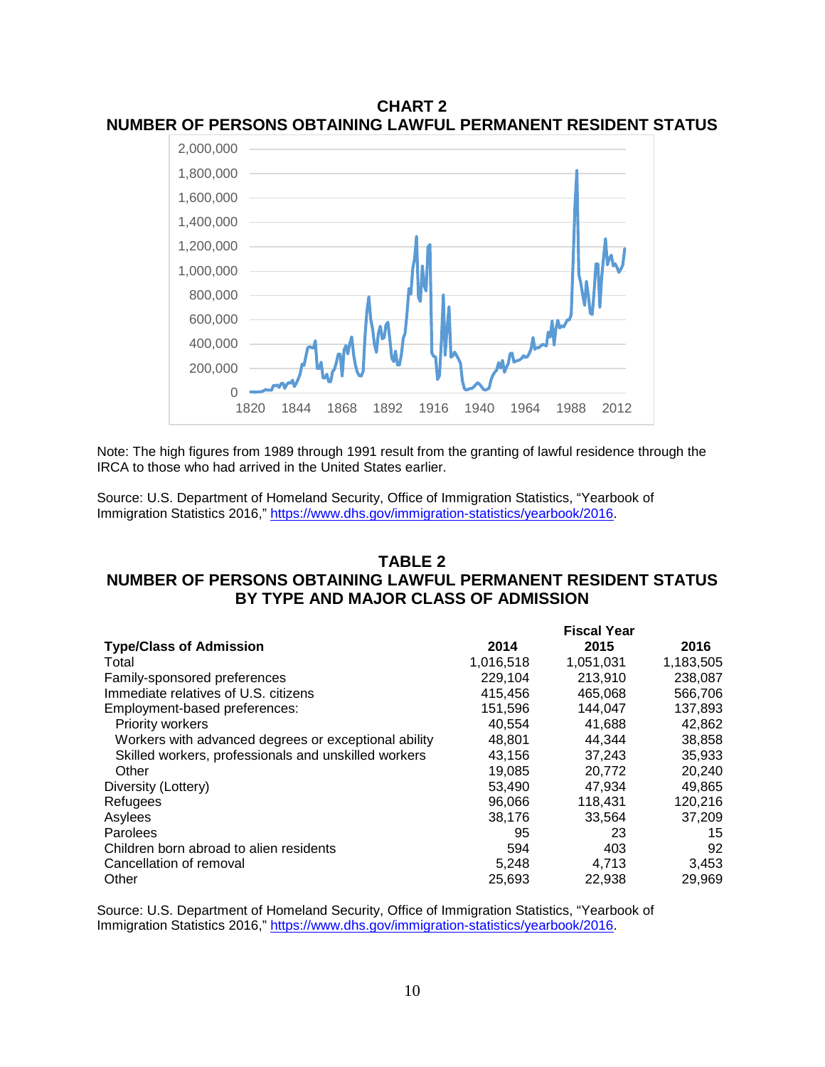**CHART 2**
**NUMBER OF PERSONS OBTAINING LAWFUL PERMANENT RESIDENT STATUS**

Note: The high figures from 1989 through 1991 result from the granting of lawful residence through the IRCA to those who had arrived in the United States earlier.

Source: U.S. Department of Homeland Security, Office of Immigration Statistics, "Yearbook of Immigration Statistics 2016," https://www.dhs.gov/immigration-statistics/yearbook/2016.

**TABLE 2**
**NUMBER OF PERSONS OBTAINING LAWFUL PERMANENT RESIDENT STATUS BY TYPE AND MAJOR CLASS OF ADMISSION**

| | Fiscal Year | | |
|---|---|---|---|
| **Type/Class of Admission** | **2014** | **2015** | **2016** |
| Total | 1,016,518 | 1,051,031 | 1,183,505 |
| Family-sponsored preferences | 229,104 | 213,910 | 238,087 |
| Immediate relatives of U.S. citizens | 415,456 | 465,068 | 566,706 |
| Employment-based preferences: | 151,596 | 144,047 | 137,893 |
| Priority workers | 40,554 | 41,688 | 42,862 |
| Workers with advanced degrees or exceptional ability | 48,801 | 44,344 | 38,858 |
| Skilled workers, professionals and unskilled workers | 43,156 | 37,243 | 35,933 |
| Other | 19,085 | 20,772 | 20,240 |
| Diversity (Lottery) | 53,490 | 47,934 | 49,865 |
| Refugees | 96,066 | 118,431 | 120,216 |
| Asylees | 38,176 | 33,564 | 37,209 |
| Parolees | 95 | 23 | 15 |
| Children born abroad to alien residents | 594 | 403 | 92 |
| Cancellation of removal | 5,248 | 4,713 | 3,453 |
| Other | 25,693 | 22,938 | 29,969 |

Source: U.S. Department of Homeland Security, Office of Immigration Statistics, "Yearbook of Immigration Statistics 2016," https://www.dhs.gov/immigration-statistics/yearbook/2016.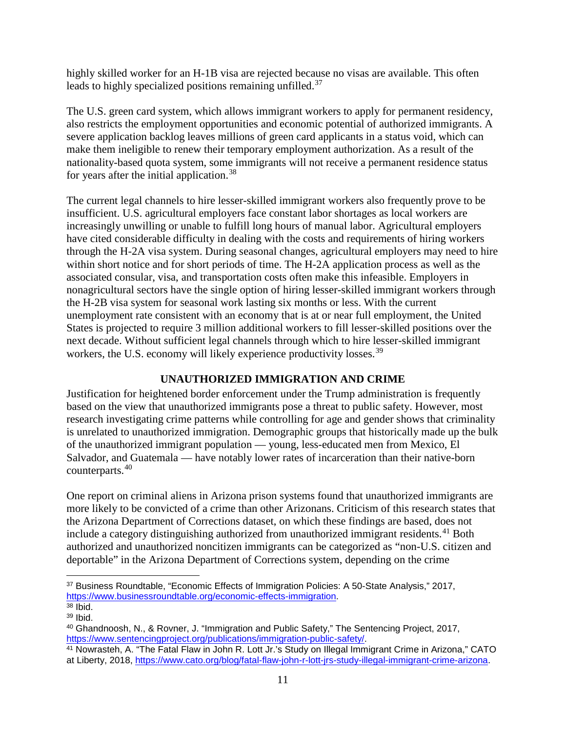highly skilled worker for an H-1B visa are rejected because no visas are available. This often leads to highly specialized positions remaining unfilled.[37]

The U.S. green card system, which allows immigrant workers to apply for permanent residency, also restricts the employment opportunities and economic potential of authorized immigrants. A severe application backlog leaves millions of green card applicants in a status void, which can make them ineligible to renew their temporary employment authorization. As a result of the nationality-based quota system, some immigrants will not receive a permanent residence status for years after the initial application.[38]

The current legal channels to hire lesser-skilled immigrant workers also frequently prove to be insufficient. U.S. agricultural employers face constant labor shortages as local workers are increasingly unwilling or unable to fulfill long hours of manual labor. Agricultural employers have cited considerable difficulty in dealing with the costs and requirements of hiring workers through the H-2A visa system. During seasonal changes, agricultural employers may need to hire within short notice and for short periods of time. The H-2A application process as well as the associated consular, visa, and transportation costs often make this infeasible. Employers in nonagricultural sectors have the single option of hiring lesser-skilled immigrant workers through the H-2B visa system for seasonal work lasting six months or less. With the current unemployment rate consistent with an economy that is at or near full employment, the United States is projected to require 3 million additional workers to fill lesser-skilled positions over the next decade. Without sufficient legal channels through which to hire lesser-skilled immigrant workers, the U.S. economy will likely experience productivity losses.[39]

## UNAUTHORIZED IMMIGRATION AND CRIME

Justification for heightened border enforcement under the Trump administration is frequently based on the view that unauthorized immigrants pose a threat to public safety. However, most research investigating crime patterns while controlling for age and gender shows that criminality is unrelated to unauthorized immigration. Demographic groups that historically made up the bulk of the unauthorized immigrant population — young, less-educated men from Mexico, El Salvador, and Guatemala — have notably lower rates of incarceration than their native-born counterparts.[40]

One report on criminal aliens in Arizona prison systems found that unauthorized immigrants are more likely to be convicted of a crime than other Arizonans. Criticism of this research states that the Arizona Department of Corrections dataset, on which these findings are based, does not include a category distinguishing authorized from unauthorized immigrant residents.[41] Both authorized and unauthorized noncitizen immigrants can be categorized as "non-U.S. citizen and deportable" in the Arizona Department of Corrections system, depending on the crime

---

[37] Business Roundtable, "Economic Effects of Immigration Policies: A 50-State Analysis," 2017, https://www.businessroundtable.org/economic-effects-immigration.

[38] Ibid.

[39] Ibid.

[40] Ghandnoosh, N., & Rovner, J. "Immigration and Public Safety," The Sentencing Project, 2017, https://www.sentencingproject.org/publications/immigration-public-safety/.

[41] Nowrasteh, A. "The Fatal Flaw in John R. Lott Jr.'s Study on Illegal Immigrant Crime in Arizona," CATO at Liberty, 2018, https://www.cato.org/blog/fatal-flaw-john-r-lott-jrs-study-illegal-immigrant-crime-arizona.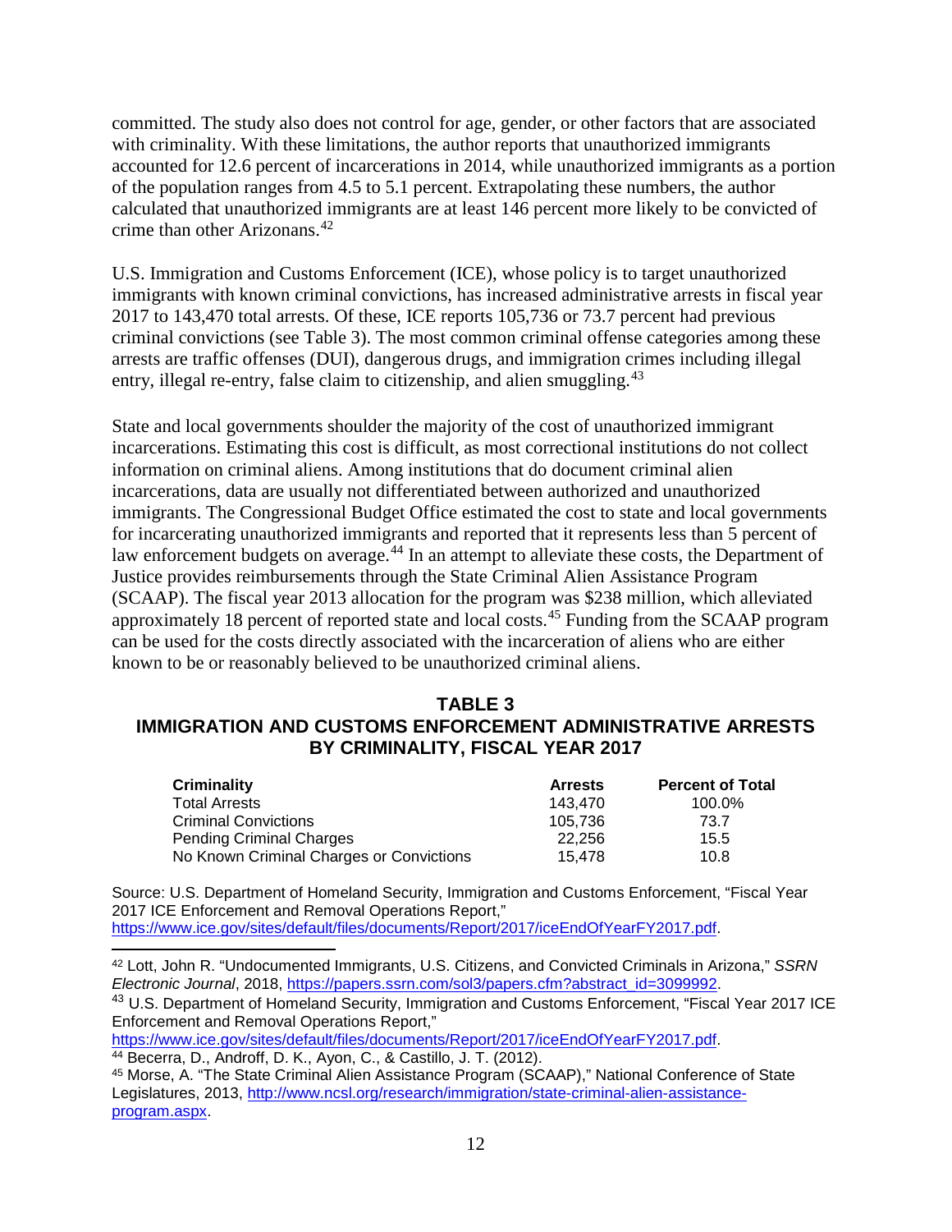committed. The study also does not control for age, gender, or other factors that are associated with criminality. With these limitations, the author reports that unauthorized immigrants accounted for 12.6 percent of incarcerations in 2014, while unauthorized immigrants as a portion of the population ranges from 4.5 to 5.1 percent. Extrapolating these numbers, the author calculated that unauthorized immigrants are at least 146 percent more likely to be convicted of crime than other Arizonans.[42]

U.S. Immigration and Customs Enforcement (ICE), whose policy is to target unauthorized immigrants with known criminal convictions, has increased administrative arrests in fiscal year 2017 to 143,470 total arrests. Of these, ICE reports 105,736 or 73.7 percent had previous criminal convictions (see Table 3). The most common criminal offense categories among these arrests are traffic offenses (DUI), dangerous drugs, and immigration crimes including illegal entry, illegal re-entry, false claim to citizenship, and alien smuggling.[43]

State and local governments shoulder the majority of the cost of unauthorized immigrant incarcerations. Estimating this cost is difficult, as most correctional institutions do not collect information on criminal aliens. Among institutions that do document criminal alien incarcerations, data are usually not differentiated between authorized and unauthorized immigrants. The Congressional Budget Office estimated the cost to state and local governments for incarcerating unauthorized immigrants and reported that it represents less than 5 percent of law enforcement budgets on average.[44] In an attempt to alleviate these costs, the Department of Justice provides reimbursements through the State Criminal Alien Assistance Program (SCAAP). The fiscal year 2013 allocation for the program was $238 million, which alleviated approximately 18 percent of reported state and local costs.[45] Funding from the SCAAP program can be used for the costs directly associated with the incarceration of aliens who are either known to be or reasonably believed to be unauthorized criminal aliens.

**TABLE 3**
**IMMIGRATION AND CUSTOMS ENFORCEMENT ADMINISTRATIVE ARRESTS BY CRIMINALITY, FISCAL YEAR 2017**

| Criminality | Arrests | Percent of Total |
|---|---|---|
| Total Arrests | 143,470 | 100.0% |
| Criminal Convictions | 105,736 | 73.7 |
| Pending Criminal Charges | 22,256 | 15.5 |
| No Known Criminal Charges or Convictions | 15,478 | 10.8 |

Source: U.S. Department of Homeland Security, Immigration and Customs Enforcement, "Fiscal Year 2017 ICE Enforcement and Removal Operations Report," https://www.ice.gov/sites/default/files/documents/Report/2017/iceEndOfYearFY2017.pdf.

---

[42] Lott, John R. "Undocumented Immigrants, U.S. Citizens, and Convicted Criminals in Arizona," *SSRN Electronic Journal*, 2018, https://papers.ssrn.com/sol3/papers.cfm?abstract_id=3099992.

[43] U.S. Department of Homeland Security, Immigration and Customs Enforcement, "Fiscal Year 2017 ICE Enforcement and Removal Operations Report," https://www.ice.gov/sites/default/files/documents/Report/2017/iceEndOfYearFY2017.pdf.

[44] Becerra, D., Androff, D. K., Ayon, C., & Castillo, J. T. (2012).

[45] Morse, A. "The State Criminal Alien Assistance Program (SCAAP)," National Conference of State Legislatures, 2013, http://www.ncsl.org/research/immigration/state-criminal-alien-assistance-program.aspx.